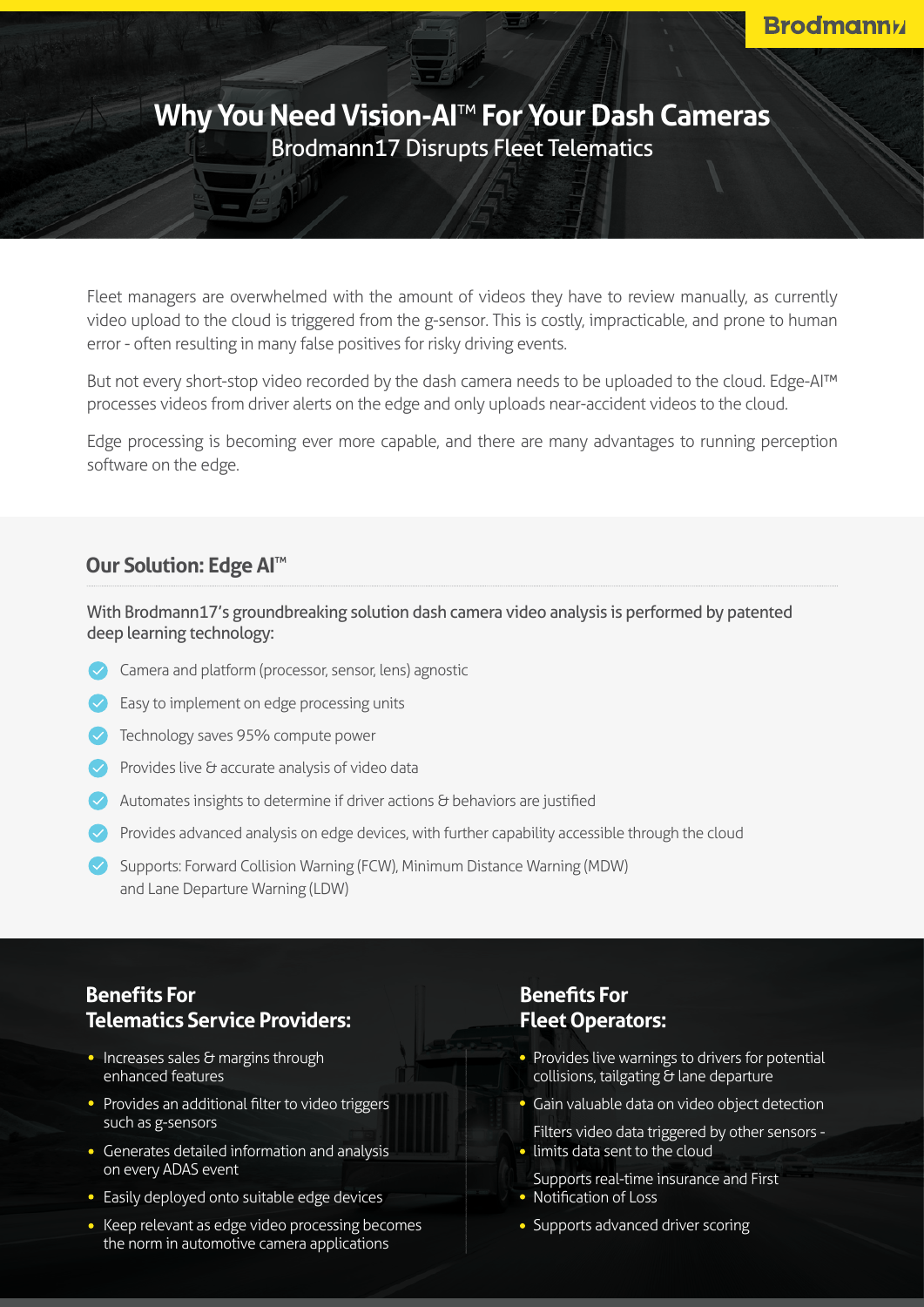# Why You Need Vision-AI™ For Your Dash Cameras

Brodmann17 Disrupts Fleet Telematics

Fleet managers are overwhelmed with the amount of videos they have to review manually, as currently video upload to the cloud is triggered from the g-sensor. This is costly, impracticable, and prone to human error - often resulting in many false positives for risky driving events.

But not every short-stop video recorded by the dash camera needs to be uploaded to the cloud. Edge-AI™ processes videos from driver alerts on the edge and only uploads near-accident videos to the cloud.

Edge processing is becoming ever more capable, and there are many advantages to running perception software on the edge.

## Our Solution: Edge AI™

With Brodmann17's groundbreaking solution dash camera video analysis is performed by patented deep learning technology:

- Camera and platform (processor, sensor, lens) agnostic
- Easy to implement on edge processing units
- Technology saves 95% compute power
- Provides live & accurate analysis of video data
- Automates insights to determine if driver actions & behaviors are justified
- Provides advanced analysis on edge devices, with further capability accessible through the cloud
- Supports: Forward Collision Warning (FCW), Minimum Distance Warning (MDW) and Lane Departure Warning (LDW)

## Benefits For Telematics Service Providers:

- Increases sales & margins through enhanced features
- Provides an additional filter to video triggers such as g-sensors
- Generates detailed information and analysis on every ADAS event
- Easily deployed onto suitable edge devices
- Keep relevant as edge video processing becomes the norm in automotive camera applications

## Benefits For Fleet Operators:

- Provides live warnings to drivers for potential collisions, tailgating & lane departure
- Gain valuable data on video object detection
- Filters video data triggered by other sensors - limits data sent to the cloud
- Supports real-time insurance and First Notification of Loss
- Supports advanced driver scoring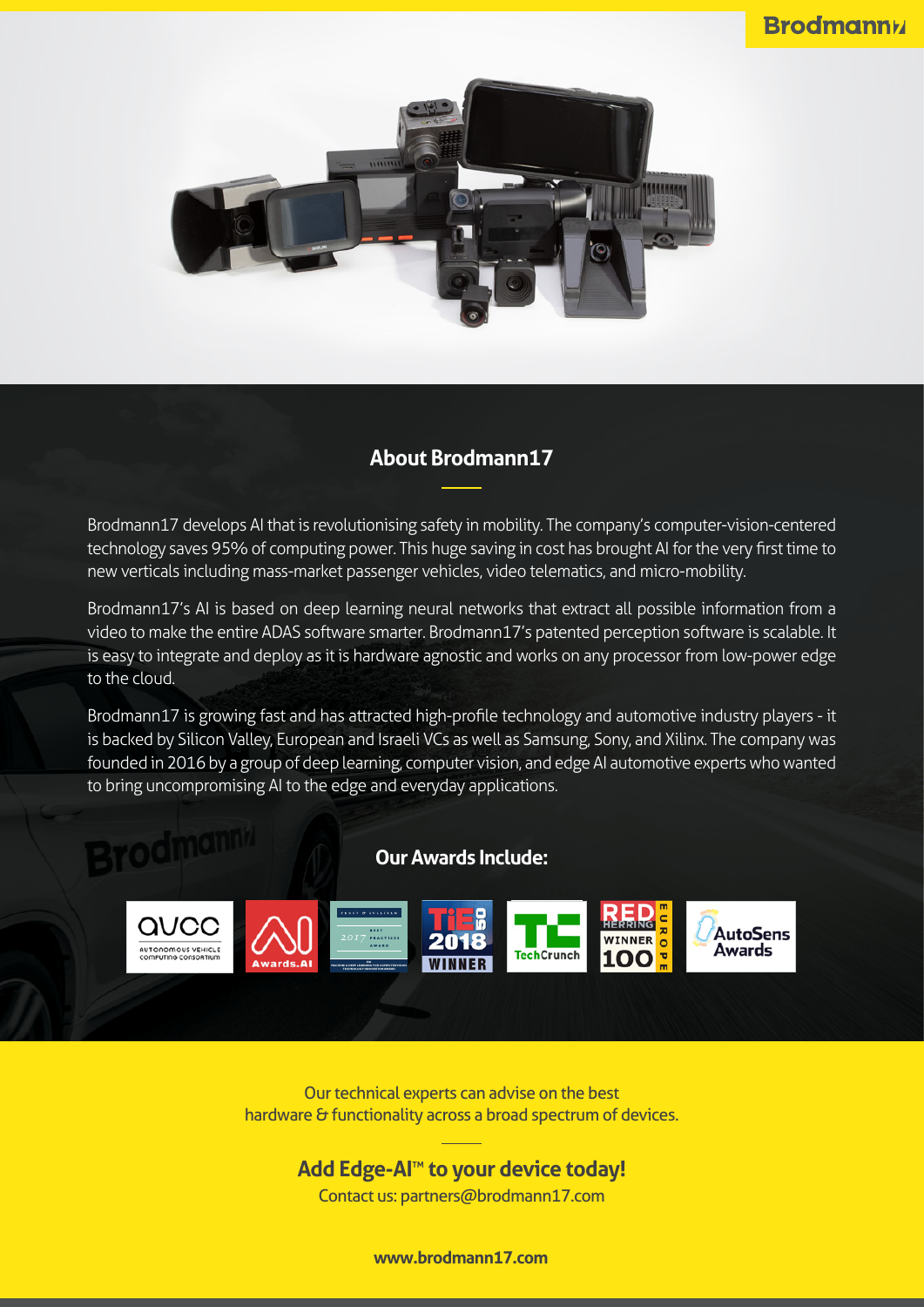## About Brodmann17

Brodmann17 develops AI that is revolutionising safety in mobility. The company's computer-vision-centered technology saves 95% of computing power. This huge saving in cost has brought AI for the very first time to new verticals including mass-market passenger vehicles, video telematics, and micro-mobility.

Brodmann17's AI is based on deep learning neural networks that extract all possible information from a video to make the entire ADAS software smarter. Brodmann17's patented perception software is scalable. It is easy to integrate and deploy as it is hardware agnostic and works on any processor from low-power edge to the cloud.

Brodmann17 is growing fast and has attracted high-profile technology and automotive industry players - it is backed by Silicon Valley, European and Israeli VCs as well as Samsung, Sony, and Xilinx. The company was founded in 2016 by a group of deep learning, computer vision, and edge AI automotive experts who wanted to bring uncompromising AI to the edge and everyday applications.

### Our Awards Include:

Our technical experts can advise on the best hardware & functionality across a broad spectrum of devices.

**Add Edge-AI™ to your device today!**

Contact us: partners@brodmann17.com

**www.brodmann17.com**